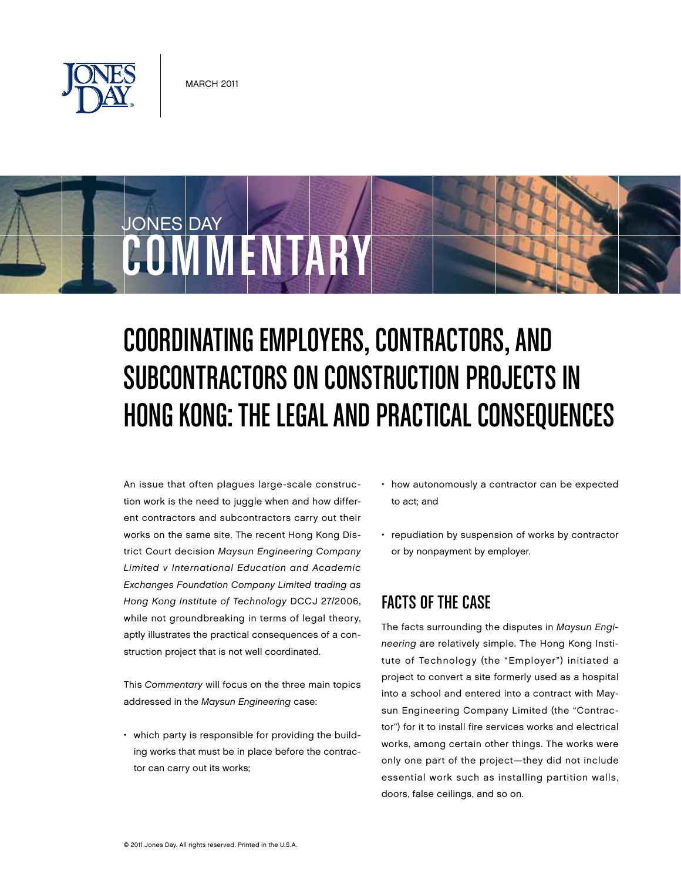MARCH 2011

# JONES DAY COMMENTARY

# COORDINATING EMPLOYERS, CONTRACTORS, AND SUBCONTRACTORS ON CONSTRUCTION PROJECTS IN HONG KONG: THE LEGAL AND PRACTICAL CONSEQUENCES

An issue that often plagues large-scale construction work is the need to juggle when and how different contractors and subcontractors carry out their works on the same site. The recent Hong Kong District Court decision *Maysun Engineering Company Limited v International Education and Academic Exchanges Foundation Company Limited trading as Hong Kong Institute of Technology* DCCJ 27/2006, while not groundbreaking in terms of legal theory, aptly illustrates the practical consequences of a construction project that is not well coordinated.

This *Commentary* will focus on the three main topics addressed in the *Maysun Engineering* case:

- which party is responsible for providing the building works that must be in place before the contractor can carry out its works;
- how autonomously a contractor can be expected to act; and
- repudiation by suspension of works by contractor or by nonpayment by employer.

## FACTS OF THE CASE

The facts surrounding the disputes in *Maysun Engineering* are relatively simple. The Hong Kong Institute of Technology (the "Employer") initiated a project to convert a site formerly used as a hospital into a school and entered into a contract with Maysun Engineering Company Limited (the "Contractor") for it to install fire services works and electrical works, among certain other things. The works were only one part of the project—they did not include essential work such as installing partition walls, doors, false ceilings, and so on.

© 2011 Jones Day. All rights reserved. Printed in the U.S.A.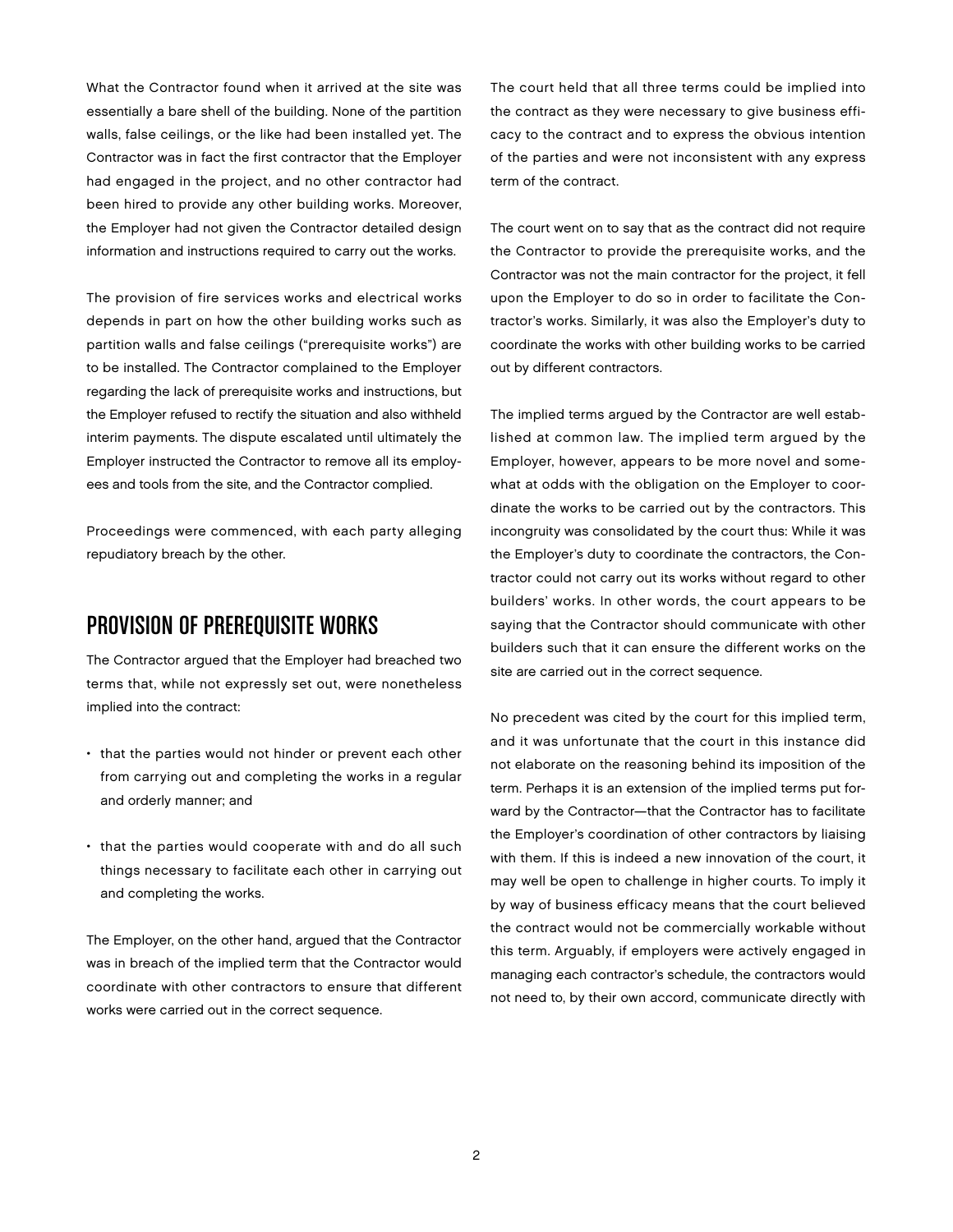What the Contractor found when it arrived at the site was essentially a bare shell of the building. None of the partition walls, false ceilings, or the like had been installed yet. The Contractor was in fact the first contractor that the Employer had engaged in the project, and no other contractor had been hired to provide any other building works. Moreover, the Employer had not given the Contractor detailed design information and instructions required to carry out the works.

The provision of fire services works and electrical works depends in part on how the other building works such as partition walls and false ceilings ("prerequisite works") are to be installed. The Contractor complained to the Employer regarding the lack of prerequisite works and instructions, but the Employer refused to rectify the situation and also withheld interim payments. The dispute escalated until ultimately the Employer instructed the Contractor to remove all its employees and tools from the site, and the Contractor complied.

Proceedings were commenced, with each party alleging repudiatory breach by the other.

## PROVISION OF PREREQUISITE WORKS

The Contractor argued that the Employer had breached two terms that, while not expressly set out, were nonetheless implied into the contract:

- that the parties would not hinder or prevent each other from carrying out and completing the works in a regular and orderly manner; and
- that the parties would cooperate with and do all such things necessary to facilitate each other in carrying out and completing the works.

The Employer, on the other hand, argued that the Contractor was in breach of the implied term that the Contractor would coordinate with other contractors to ensure that different works were carried out in the correct sequence.

The court held that all three terms could be implied into the contract as they were necessary to give business efficacy to the contract and to express the obvious intention of the parties and were not inconsistent with any express term of the contract.

The court went on to say that as the contract did not require the Contractor to provide the prerequisite works, and the Contractor was not the main contractor for the project, it fell upon the Employer to do so in order to facilitate the Contractor's works. Similarly, it was also the Employer's duty to coordinate the works with other building works to be carried out by different contractors.

The implied terms argued by the Contractor are well established at common law. The implied term argued by the Employer, however, appears to be more novel and somewhat at odds with the obligation on the Employer to coordinate the works to be carried out by the contractors. This incongruity was consolidated by the court thus: While it was the Employer's duty to coordinate the contractors, the Contractor could not carry out its works without regard to other builders' works. In other words, the court appears to be saying that the Contractor should communicate with other builders such that it can ensure the different works on the site are carried out in the correct sequence.

No precedent was cited by the court for this implied term, and it was unfortunate that the court in this instance did not elaborate on the reasoning behind its imposition of the term. Perhaps it is an extension of the implied terms put forward by the Contractor—that the Contractor has to facilitate the Employer's coordination of other contractors by liaising with them. If this is indeed a new innovation of the court, it may well be open to challenge in higher courts. To imply it by way of business efficacy means that the court believed the contract would not be commercially workable without this term. Arguably, if employers were actively engaged in managing each contractor's schedule, the contractors would not need to, by their own accord, communicate directly with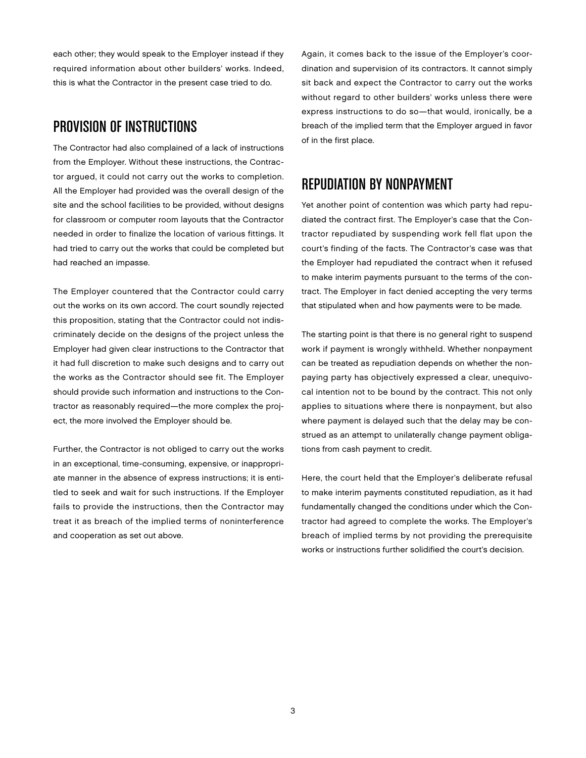each other; they would speak to the Employer instead if they required information about other builders' works. Indeed, this is what the Contractor in the present case tried to do.

## PROVISION OF INSTRUCTIONS

The Contractor had also complained of a lack of instructions from the Employer. Without these instructions, the Contractor argued, it could not carry out the works to completion. All the Employer had provided was the overall design of the site and the school facilities to be provided, without designs for classroom or computer room layouts that the Contractor needed in order to finalize the location of various fittings. It had tried to carry out the works that could be completed but had reached an impasse.

The Employer countered that the Contractor could carry out the works on its own accord. The court soundly rejected this proposition, stating that the Contractor could not indiscriminately decide on the designs of the project unless the Employer had given clear instructions to the Contractor that it had full discretion to make such designs and to carry out the works as the Contractor should see fit. The Employer should provide such information and instructions to the Contractor as reasonably required—the more complex the project, the more involved the Employer should be.

Further, the Contractor is not obliged to carry out the works in an exceptional, time-consuming, expensive, or inappropriate manner in the absence of express instructions; it is entitled to seek and wait for such instructions. If the Employer fails to provide the instructions, then the Contractor may treat it as breach of the implied terms of noninterference and cooperation as set out above.

Again, it comes back to the issue of the Employer's coordination and supervision of its contractors. It cannot simply sit back and expect the Contractor to carry out the works without regard to other builders' works unless there were express instructions to do so—that would, ironically, be a breach of the implied term that the Employer argued in favor of in the first place.

## REPUDIATION BY NONPAYMENT

Yet another point of contention was which party had repudiated the contract first. The Employer's case that the Contractor repudiated by suspending work fell flat upon the court's finding of the facts. The Contractor's case was that the Employer had repudiated the contract when it refused to make interim payments pursuant to the terms of the contract. The Employer in fact denied accepting the very terms that stipulated when and how payments were to be made.

The starting point is that there is no general right to suspend work if payment is wrongly withheld. Whether nonpayment can be treated as repudiation depends on whether the nonpaying party has objectively expressed a clear, unequivocal intention not to be bound by the contract. This not only applies to situations where there is nonpayment, but also where payment is delayed such that the delay may be construed as an attempt to unilaterally change payment obligations from cash payment to credit.

Here, the court held that the Employer's deliberate refusal to make interim payments constituted repudiation, as it had fundamentally changed the conditions under which the Contractor had agreed to complete the works. The Employer's breach of implied terms by not providing the prerequisite works or instructions further solidified the court's decision.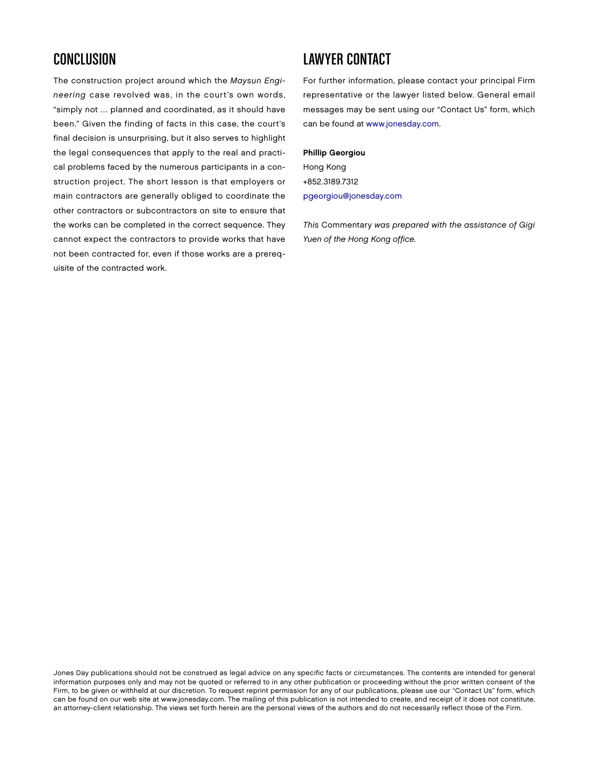## CONCLUSION

The construction project around which the *Maysun Engineering* case revolved was, in the court's own words, "simply not ... planned and coordinated, as it should have been." Given the finding of facts in this case, the court's final decision is unsurprising, but it also serves to highlight the legal consequences that apply to the real and practical problems faced by the numerous participants in a construction project. The short lesson is that employers or main contractors are generally obliged to coordinate the other contractors or subcontractors on site to ensure that the works can be completed in the correct sequence. They cannot expect the contractors to provide works that have not been contracted for, even if those works are a prerequisite of the contracted work.

## LAWYER CONTACT

For further information, please contact your principal Firm representative or the lawyer listed below. General email messages may be sent using our "Contact Us" form, which can be found at www.jonesday.com.

**Phillip Georgiou**
Hong Kong
+852.3189.7312
pgeorgiou@jonesday.com

*This* Commentary *was prepared with the assistance of Gigi Yuen of the Hong Kong office.*

Jones Day publications should not be construed as legal advice on any specific facts or circumstances. The contents are intended for general information purposes only and may not be quoted or referred to in any other publication or proceeding without the prior written consent of the Firm, to be given or withheld at our discretion. To request reprint permission for any of our publications, please use our "Contact Us" form, which can be found on our web site at www.jonesday.com. The mailing of this publication is not intended to create, and receipt of it does not constitute, an attorney-client relationship. The views set forth herein are the personal views of the authors and do not necessarily reflect those of the Firm.